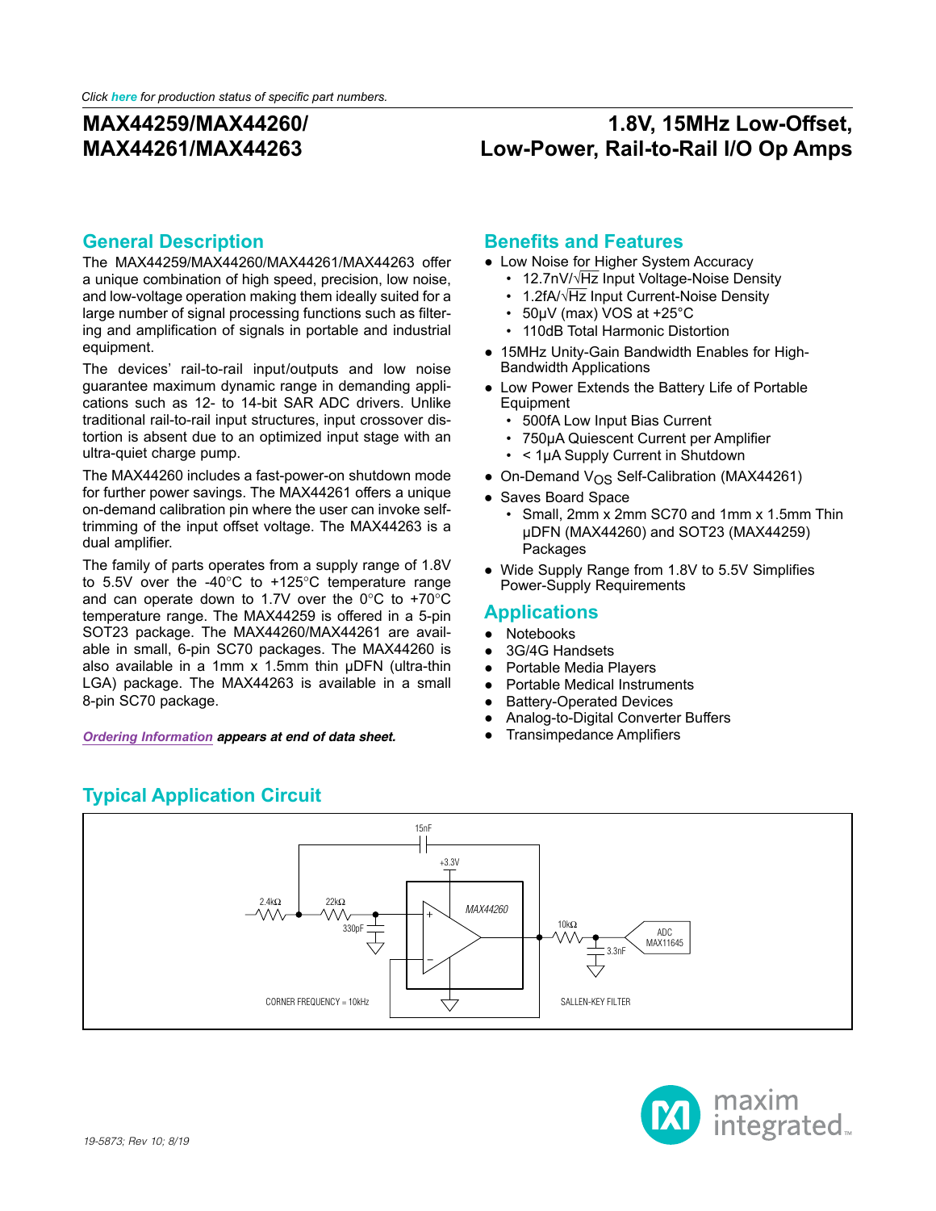Click here for production status of specific part numbers.

# MAX44259/MAX44260/MAX44261/MAX44263

# 1.8V, 15MHz Low-Offset, Low-Power, Rail-to-Rail I/O Op Amps

## General Description

The MAX44259/MAX44260/MAX44261/MAX44263 offer a unique combination of high speed, precision, low noise, and low-voltage operation making them ideally suited for a large number of signal processing functions such as filtering and amplification of signals in portable and industrial equipment.

The devices' rail-to-rail input/outputs and low noise guarantee maximum dynamic range in demanding applications such as 12- to 14-bit SAR ADC drivers. Unlike traditional rail-to-rail input structures, input crossover distortion is absent due to an optimized input stage with an ultra-quiet charge pump.

The MAX44260 includes a fast-power-on shutdown mode for further power savings. The MAX44261 offers a unique on-demand calibration pin where the user can invoke self-trimming of the input offset voltage. The MAX44263 is a dual amplifier.

The family of parts operates from a supply range of 1.8V to 5.5V over the -40°C to +125°C temperature range and can operate down to 1.7V over the 0°C to +70°C temperature range. The MAX44259 is offered in a 5-pin SOT23 package. The MAX44260/MAX44261 are available in small, 6-pin SC70 packages. The MAX44260 is also available in a 1mm x 1.5mm thin µDFN (ultra-thin LGA) package. The MAX44263 is available in a small 8-pin SC70 package.

***Ordering Information* appears at end of data sheet.**

## Benefits and Features

- Low Noise for Higher System Accuracy
  - 12.7nV/√Hz Input Voltage-Noise Density
  - 1.2fA/√Hz Input Current-Noise Density
  - 50µV (max) VOS at +25°C
  - 110dB Total Harmonic Distortion
- 15MHz Unity-Gain Bandwidth Enables for High-Bandwidth Applications
- Low Power Extends the Battery Life of Portable Equipment
  - 500fA Low Input Bias Current
  - 750µA Quiescent Current per Amplifier
  - < 1µA Supply Current in Shutdown
- On-Demand $V_{OS}$ Self-Calibration (MAX44261)
- Saves Board Space
  - Small, 2mm x 2mm SC70 and 1mm x 1.5mm Thin µDFN (MAX44260) and SOT23 (MAX44259) Packages
- Wide Supply Range from 1.8V to 5.5V Simplifies Power-Supply Requirements

## Applications

- Notebooks
- 3G/4G Handsets
- Portable Media Players
- Portable Medical Instruments
- Battery-Operated Devices
- Analog-to-Digital Converter Buffers
- Transimpedance Amplifiers

## Typical Application Circuit

15nF, +3.3V, 2.4kΩ, 22kΩ, 330pF, MAX44260, 10kΩ, 3.3nF, ADC MAX11645, CORNER FREQUENCY = 10kHz, SALLEN-KEY FILTER

19-5873; Rev 10; 8/19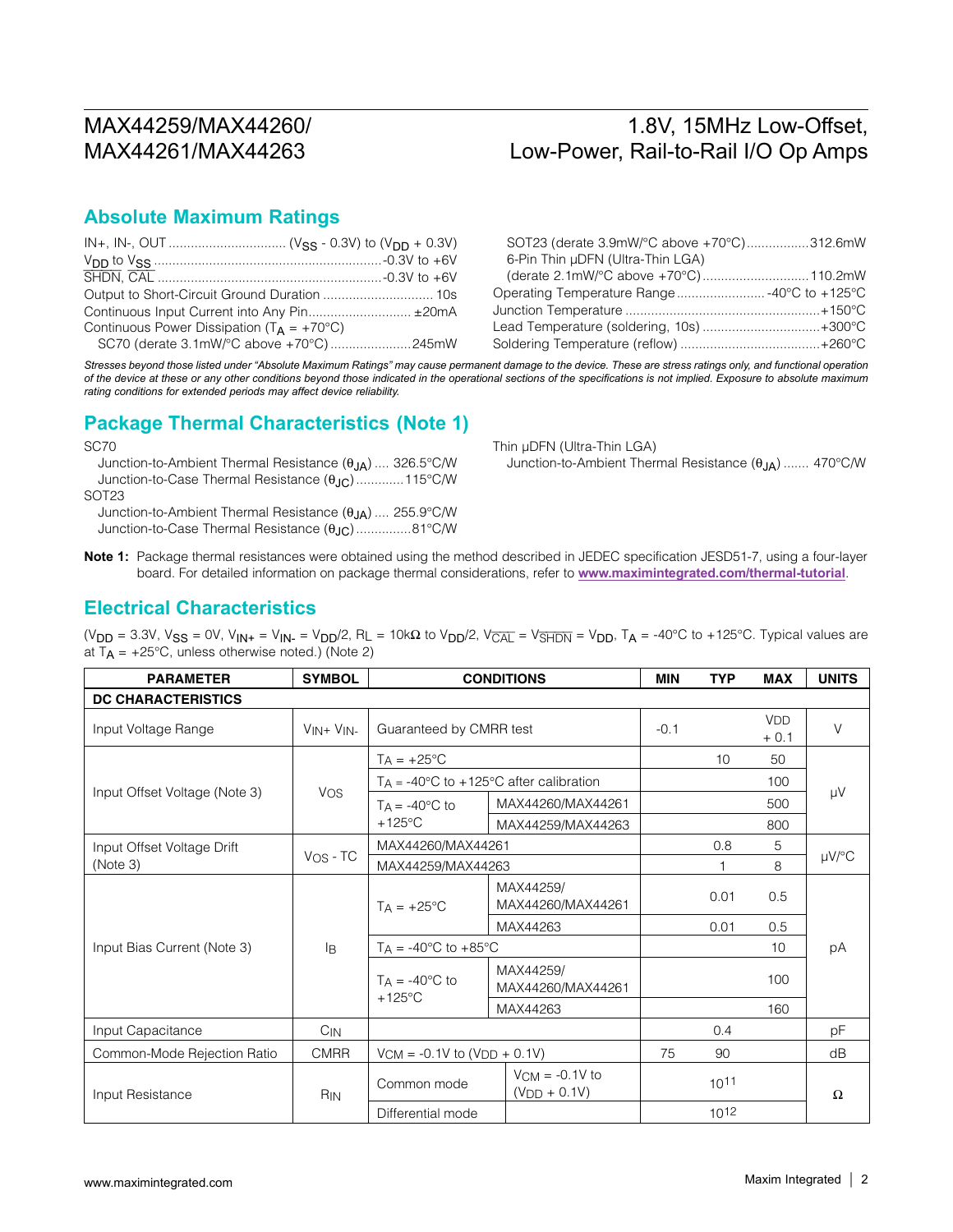## Absolute Maximum Ratings

IN+, IN-, OUT ............................... ($V_{SS}$ - 0.3V) to ($V_{DD}$ + 0.3V)
$V_{DD}$ to $V_{SS}$ ............................................................-0.3V to +6V
$\overline{SHDN}$, $\overline{CAL}$ ............................................................-0.3V to +6V
Output to Short-Circuit Ground Duration ............................. 10s
Continuous Input Current into Any Pin........................... ±20mA
Continuous Power Dissipation ($T_A$ = +70°C)
SC70 (derate 3.1mW/°C above +70°C)......................245mW
SOT23 (derate 3.9mW/°C above +70°C).................312.6mW
6-Pin Thin µDFN (Ultra-Thin LGA)
(derate 2.1mW/°C above +70°C)............................110.2mW
Operating Temperature Range........................ -40°C to +125°C
Junction Temperature ....................................................+150°C
Lead Temperature (soldering, 10s) ................................+300°C
Soldering Temperature (reflow) .....................................+260°C

*Stresses beyond those listed under "Absolute Maximum Ratings" may cause permanent damage to the device. These are stress ratings only, and functional operation of the device at these or any other conditions beyond those indicated in the operational sections of the specifications is not implied. Exposure to absolute maximum rating conditions for extended periods may affect device reliability.*

## Package Thermal Characteristics (Note 1)

SC70
Junction-to-Ambient Thermal Resistance ($\theta_{JA}$) .... 326.5°C/W
Junction-to-Case Thermal Resistance ($\theta_{JC}$) ............115°C/W

SOT23
Junction-to-Ambient Thermal Resistance ($\theta_{JA}$) .... 255.9°C/W
Junction-to-Case Thermal Resistance ($\theta_{JC}$) ..............81°C/W

Thin µDFN (Ultra-Thin LGA)
Junction-to-Ambient Thermal Resistance ($\theta_{JA}$) ....... 470°C/W

**Note 1:** Package thermal resistances were obtained using the method described in JEDEC specification JESD51-7, using a four-layer board. For detailed information on package thermal considerations, refer to **www.maximintegrated.com/thermal-tutorial**.

## Electrical Characteristics

($V_{DD}$ = 3.3V, $V_{SS}$ = 0V, $V_{IN+}$ = $V_{IN-}$ = $V_{DD}$/2, $R_L$ = 10kΩ to $V_{DD}$/2, $V_{\overline{CAL}}$ = $V_{\overline{SHDN}}$ = $V_{DD}$, $T_A$ = -40°C to +125°C. Typical values are at $T_A$ = +25°C, unless otherwise noted.) (Note 2)

| PARAMETER | SYMBOL | CONDITIONS | | MIN | TYP | MAX | UNITS |
|---|---|---|---|---|---|---|---|
| **DC CHARACTERISTICS** | | | | | | | |
| Input Voltage Range | $V_{IN+}$ $V_{IN-}$ | Guaranteed by CMRR test | | -0.1 | | $V_{DD}$ + 0.1 | V |
| Input Offset Voltage (Note 3) | $V_{OS}$ | $T_A$ = +25°C | | | 10 | 50 | µV |
| | | $T_A$ = -40°C to +125°C after calibration | | | | 100 | |
| | | $T_A$ = -40°C to +125°C | MAX44260/MAX44261 | | | 500 | |
| | | | MAX44259/MAX44263 | | | 800 | |
| Input Offset Voltage Drift (Note 3) | $V_{OS}$ - TC | MAX44260/MAX44261 | | | 0.8 | 5 | µV/°C |
| | | MAX44259/MAX44263 | | | 1 | 8 | |
| Input Bias Current (Note 3) | $I_B$ | $T_A$ = +25°C | MAX44259/ MAX44260/MAX44261 | | 0.01 | 0.5 | pA |
| | | | MAX44263 | | 0.01 | 0.5 | |
| | | $T_A$ = -40°C to +85°C | | | | 10 | |
| | | $T_A$ = -40°C to +125°C | MAX44259/ MAX44260/MAX44261 | | | 100 | |
| | | | MAX44263 | | | 160 | |
| Input Capacitance | $C_{IN}$ | | | | 0.4 | | pF |
| Common-Mode Rejection Ratio | CMRR | $V_{CM}$ = -0.1V to ($V_{DD}$ + 0.1V) | | 75 | 90 | | dB |
| Input Resistance | $R_{IN}$ | Common mode | $V_{CM}$ = -0.1V to ($V_{DD}$ + 0.1V) | | $10^{11}$ | | Ω |
| | | Differential mode | | | $10^{12}$ | | |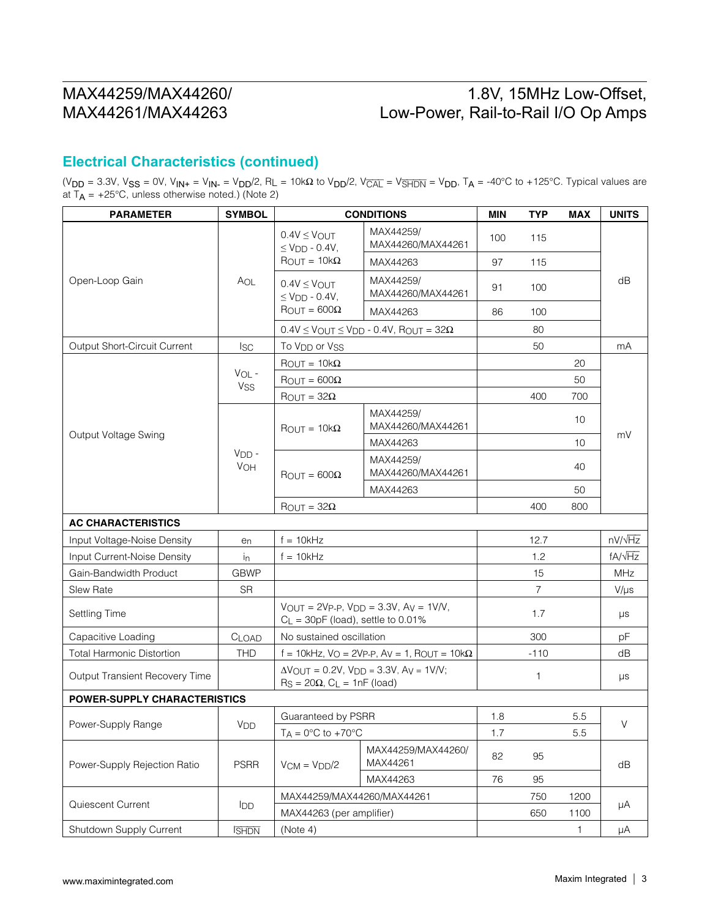## Electrical Characteristics (continued)

($V_{DD}$ = 3.3V, $V_{SS}$ = 0V, $V_{IN+}$ = $V_{IN-}$ = $V_{DD}$/2, $R_L$ = 10kΩ to $V_{DD}$/2, $V_{\overline{CAL}}$ = $V_{\overline{SHDN}}$ = $V_{DD}$, $T_A$ = -40°C to +125°C. Typical values are at $T_A$ = +25°C, unless otherwise noted.) (Note 2)

| PARAMETER | SYMBOL | CONDITIONS | | MIN | TYP | MAX | UNITS |
|---|---|---|---|---|---|---|---|
| Open-Loop Gain | $A_{OL}$ | 0.4V ≤ $V_{OUT}$ ≤ $V_{DD}$ - 0.4V, $R_{OUT}$ = 10kΩ | MAX44259/ MAX44260/MAX44261 | 100 | 115 | | dB |
| | | | MAX44263 | 97 | 115 | | |
| | | 0.4V ≤ $V_{OUT}$ ≤ $V_{DD}$ - 0.4V, $R_{OUT}$ = 600Ω | MAX44259/ MAX44260/MAX44261 | 91 | 100 | | |
| | | | MAX44263 | 86 | 100 | | |
| | | 0.4V ≤ $V_{OUT}$ ≤ $V_{DD}$ - 0.4V, $R_{OUT}$ = 32Ω | | | 80 | | |
| Output Short-Circuit Current | $I_{SC}$ | To $V_{DD}$ or $V_{SS}$ | | | 50 | | mA |
| Output Voltage Swing | $V_{OL}$ - $V_{SS}$ | $R_{OUT}$ = 10kΩ | | | | 20 | mV |
| | | $R_{OUT}$ = 600Ω | | | | 50 | |
| | | $R_{OUT}$ = 32Ω | | | 400 | 700 | |
| | $V_{DD}$ - $V_{OH}$ | $R_{OUT}$ = 10kΩ | MAX44259/ MAX44260/MAX44261 | | | 10 | |
| | | | MAX44263 | | | 10 | |
| | | $R_{OUT}$ = 600Ω | MAX44259/ MAX44260/MAX44261 | | | 40 | |
| | | | MAX44263 | | | 50 | |
| | | $R_{OUT}$ = 32Ω | | | 400 | 800 | |
| **AC CHARACTERISTICS** | | | | | | | |
| Input Voltage-Noise Density | $e_n$ | f = 10kHz | | | 12.7 | | nV/√Hz |
| Input Current-Noise Density | $i_n$ | f = 10kHz | | | 1.2 | | fA/√Hz |
| Gain-Bandwidth Product | GBWP | | | | 15 | | MHz |
| Slew Rate | SR | | | | 7 | | V/µs |
| Settling Time | | $V_{OUT}$ = 2$V_{P-P}$, $V_{DD}$ = 3.3V, $A_V$ = 1V/V, $C_L$ = 30pF (load), settle to 0.01% | | | 1.7 | | µs |
| Capacitive Loading | $C_{LOAD}$ | No sustained oscillation | | | 300 | | pF |
| Total Harmonic Distortion | THD | f = 10kHz, $V_O$ = 2$V_{P-P}$, $A_V$ = 1, $R_{OUT}$ = 10kΩ | | | -110 | | dB |
| Output Transient Recovery Time | | Δ$V_{OUT}$ = 0.2V, $V_{DD}$ = 3.3V, $A_V$ = 1V/V; $R_S$ = 20Ω, $C_L$ = 1nF (load) | | | 1 | | µs |
| **POWER-SUPPLY CHARACTERISTICS** | | | | | | | |
| Power-Supply Range | $V_{DD}$ | Guaranteed by PSRR | | 1.8 | | 5.5 | V |
| | | $T_A$ = 0°C to +70°C | | 1.7 | | 5.5 | |
| Power-Supply Rejection Ratio | PSRR | $V_{CM}$ = $V_{DD}$/2 | MAX44259/MAX44260/ MAX44261 | 82 | 95 | | dB |
| | | | MAX44263 | 76 | 95 | | |
| Quiescent Current | $I_{DD}$ | MAX44259/MAX44260/MAX44261 | | | 750 | 1200 | µA |
| | | MAX44263 (per amplifier) | | | 650 | 1100 | |
| Shutdown Supply Current | $I_{\overline{SHDN}}$ | (Note 4) | | | | 1 | µA |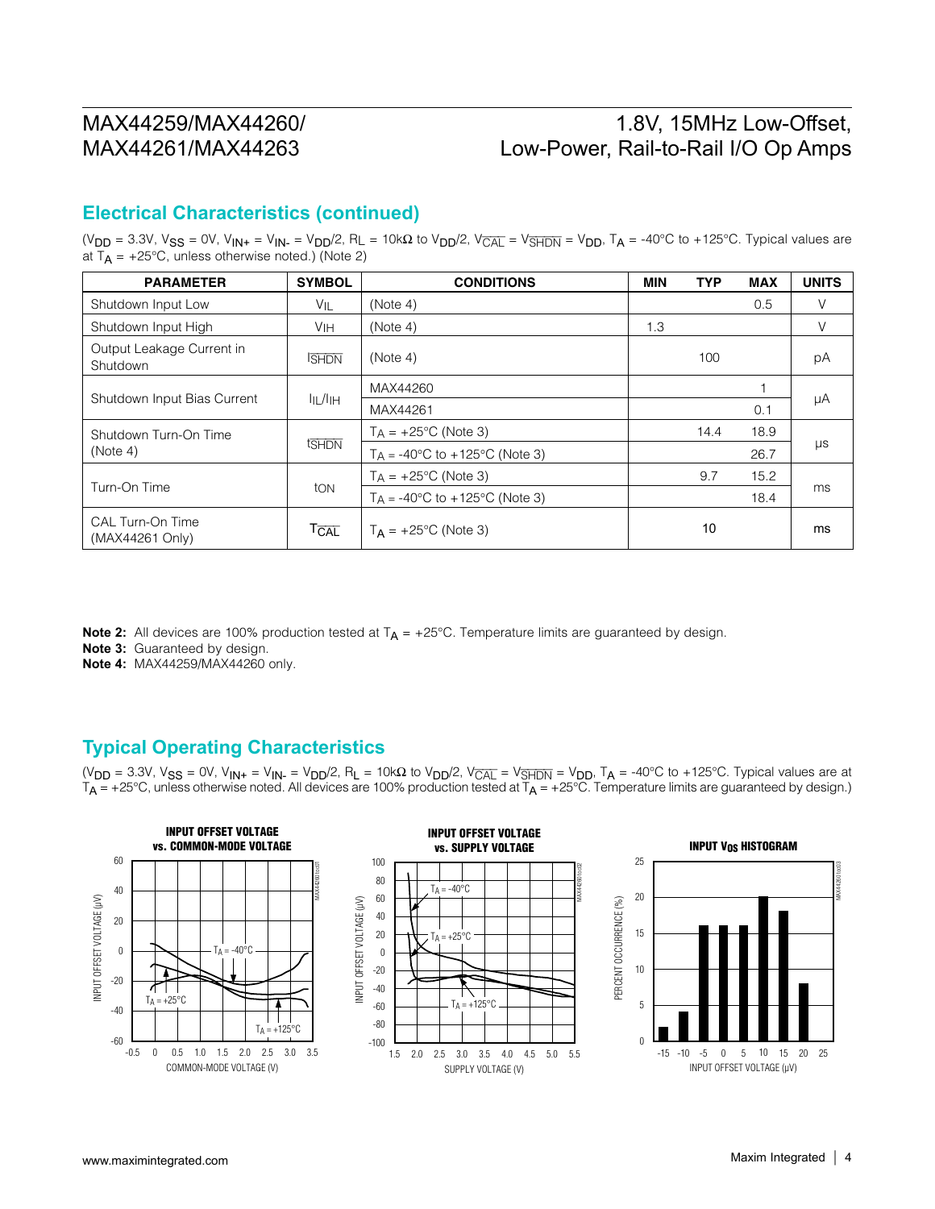## Electrical Characteristics (continued)

($V_{DD}$ = 3.3V, $V_{SS}$ = 0V, $V_{IN+}$ = $V_{IN-}$ = $V_{DD}$/2, $R_L$ = 10kΩ to $V_{DD}$/2, $V_{\overline{CAL}}$ = $V_{\overline{SHDN}}$ = $V_{DD}$, $T_A$ = -40°C to +125°C. Typical values are at $T_A$ = +25°C, unless otherwise noted.) (Note 2)

| PARAMETER | SYMBOL | CONDITIONS | MIN | TYP | MAX | UNITS |
|---|---|---|---|---|---|---|
| Shutdown Input Low | $V_{IL}$ | (Note 4) | | | 0.5 | V |
| Shutdown Input High | $V_{IH}$ | (Note 4) | 1.3 | | | V |
| Output Leakage Current in Shutdown | $I_{\overline{SHDN}}$ | (Note 4) | | 100 | | pA |
| Shutdown Input Bias Current | $I_{IL}/I_{IH}$ | MAX44260 | | | 1 | µA |
| | | MAX44261 | | | 0.1 | |
| Shutdown Turn-On Time (Note 4) | $t_{\overline{SHDN}}$ | $T_A$ = +25°C (Note 3) | | 14.4 | 18.9 | µs |
| | | $T_A$ = -40°C to +125°C (Note 3) | | | 26.7 | |
| Turn-On Time | $t_{ON}$ | $T_A$ = +25°C (Note 3) | | 9.7 | 15.2 | ms |
| | | $T_A$ = -40°C to +125°C (Note 3) | | | 18.4 | |
| CAL Turn-On Time (MAX44261 Only) | $T_{\overline{CAL}}$ | $T_A$ = +25°C (Note 3) | | 10 | | ms |

**Note 2:** All devices are 100% production tested at $T_A$ = +25°C. Temperature limits are guaranteed by design.
**Note 3:** Guaranteed by design.
**Note 4:** MAX44259/MAX44260 only.

## Typical Operating Characteristics

($V_{DD}$ = 3.3V, $V_{SS}$ = 0V, $V_{IN+}$ = $V_{IN-}$ = $V_{DD}$/2, $R_L$ = 10kΩ to $V_{DD}$/2, $V_{\overline{CAL}}$ = $V_{\overline{SHDN}}$ = $V_{DD}$, $T_A$ = -40°C to +125°C. Typical values are at $T_A$ = +25°C, unless otherwise noted. All devices are 100% production tested at $T_A$ = +25°C. Temperature limits are guaranteed by design.)

INPUT OFFSET VOLTAGE vs. COMMON-MODE VOLTAGE

INPUT OFFSET VOLTAGE vs. SUPPLY VOLTAGE

INPUT $V_{OS}$ HISTOGRAM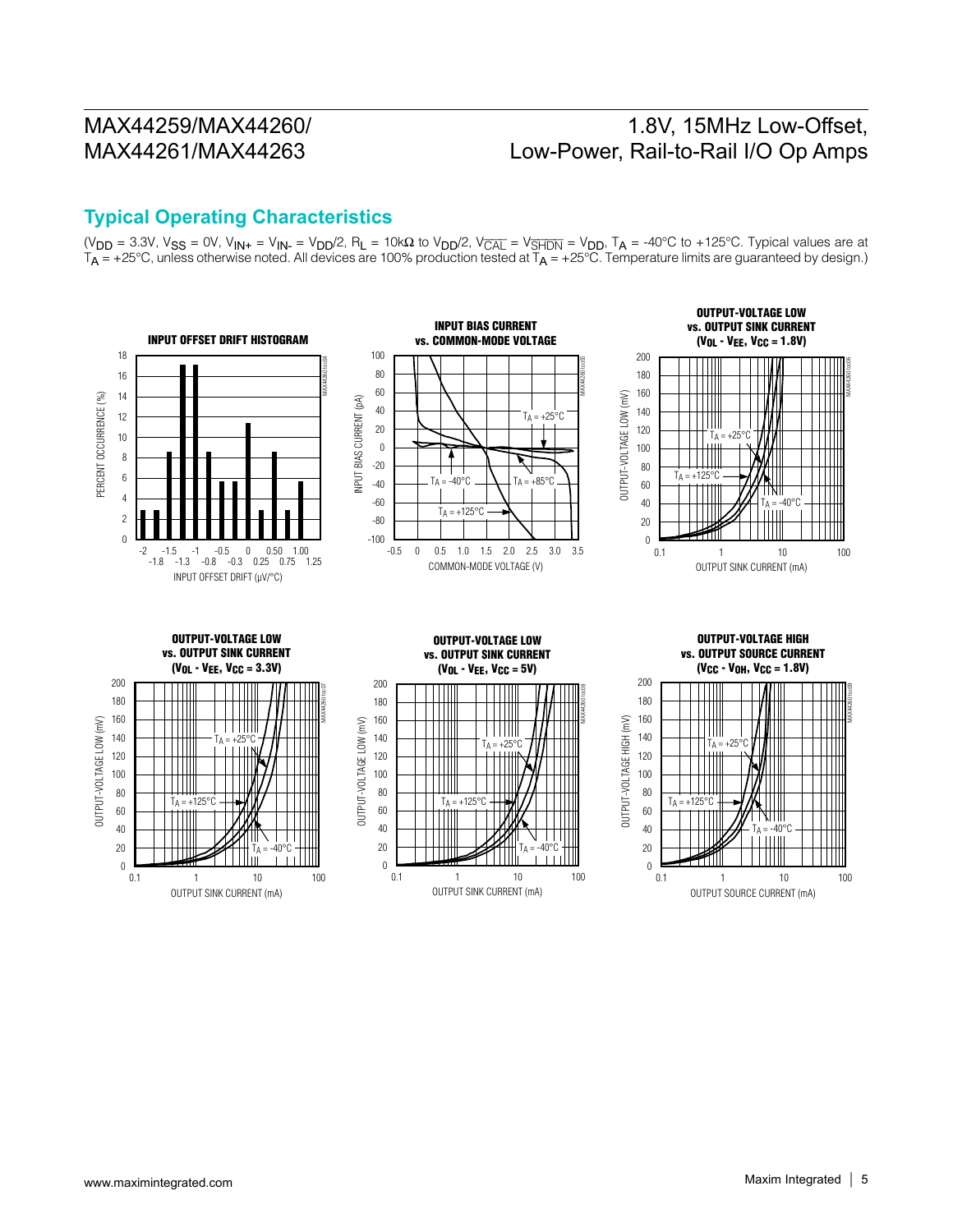## Typical Operating Characteristics

($V_{DD}$ = 3.3V, $V_{SS}$ = 0V, $V_{IN+}$ = $V_{IN-}$ = $V_{DD}/2$, $R_L$ = 10kΩ to $V_{DD}/2$, $V_{\overline{CAL}}$ = $V_{\overline{SHDN}}$ = $V_{DD}$, $T_A$ = -40°C to +125°C. Typical values are at $T_A$ = +25°C, unless otherwise noted. All devices are 100% production tested at $T_A$ = +25°C. Temperature limits are guaranteed by design.)

**INPUT OFFSET DRIFT HISTOGRAM**

**INPUT BIAS CURRENT vs. COMMON-MODE VOLTAGE**

**OUTPUT-VOLTAGE LOW vs. OUTPUT SINK CURRENT ($V_{OL}$ - $V_{EE}$, $V_{CC}$ = 1.8V)**

**OUTPUT-VOLTAGE LOW vs. OUTPUT SINK CURRENT ($V_{OL}$ - $V_{EE}$, $V_{CC}$ = 3.3V)**

**OUTPUT-VOLTAGE LOW vs. OUTPUT SINK CURRENT ($V_{OL}$ - $V_{EE}$, $V_{CC}$ = 5V)**

**OUTPUT-VOLTAGE HIGH vs. OUTPUT SOURCE CURRENT ($V_{CC}$ - $V_{OH}$, $V_{CC}$ = 1.8V)**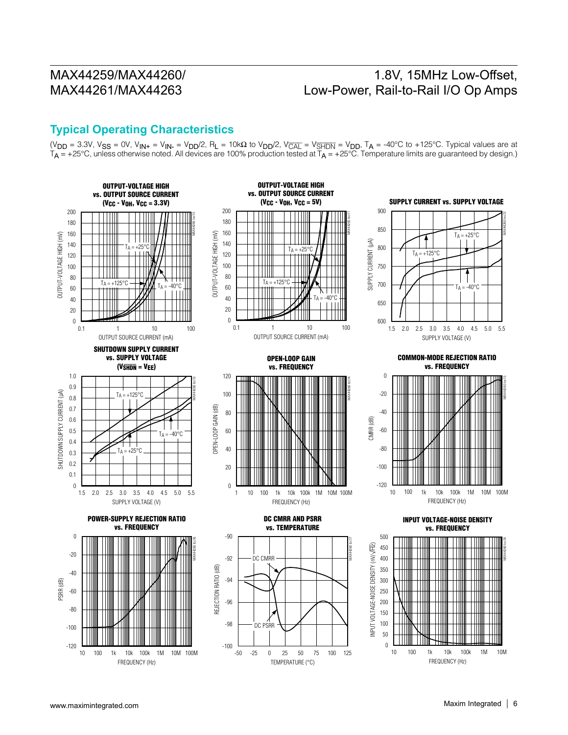## Typical Operating Characteristics

($V_{DD}$ = 3.3V, $V_{SS}$ = 0V, $V_{IN+}$ = $V_{IN-}$ = $V_{DD}$/2, $R_L$ = 10kΩ to $V_{DD}$/2, $V_{\overline{CAL}}$ = $V_{\overline{SHDN}}$ = $V_{DD}$, $T_A$ = -40°C to +125°C. Typical values are at $T_A$ = +25°C, unless otherwise noted. All devices are 100% production tested at $T_A$ = +25°C. Temperature limits are guaranteed by design.)

**OUTPUT-VOLTAGE HIGH vs. OUTPUT SOURCE CURRENT ($V_{CC}$ - $V_{OH}$, $V_{CC}$ = 3.3V)**

**OUTPUT-VOLTAGE HIGH vs. OUTPUT SOURCE CURRENT ($V_{CC}$ - $V_{OH}$, $V_{CC}$ = 5V)**

**SUPPLY CURRENT vs. SUPPLY VOLTAGE**

**SHUTDOWN SUPPLY CURRENT vs. SUPPLY VOLTAGE ($V_{\overline{SHDN}}$ = $V_{EE}$)**

**OPEN-LOOP GAIN vs. FREQUENCY**

**COMMON-MODE REJECTION RATIO vs. FREQUENCY**

**POWER-SUPPLY REJECTION RATIO vs. FREQUENCY**

**DC CMRR AND PSRR vs. TEMPERATURE**

**INPUT VOLTAGE-NOISE DENSITY vs. FREQUENCY**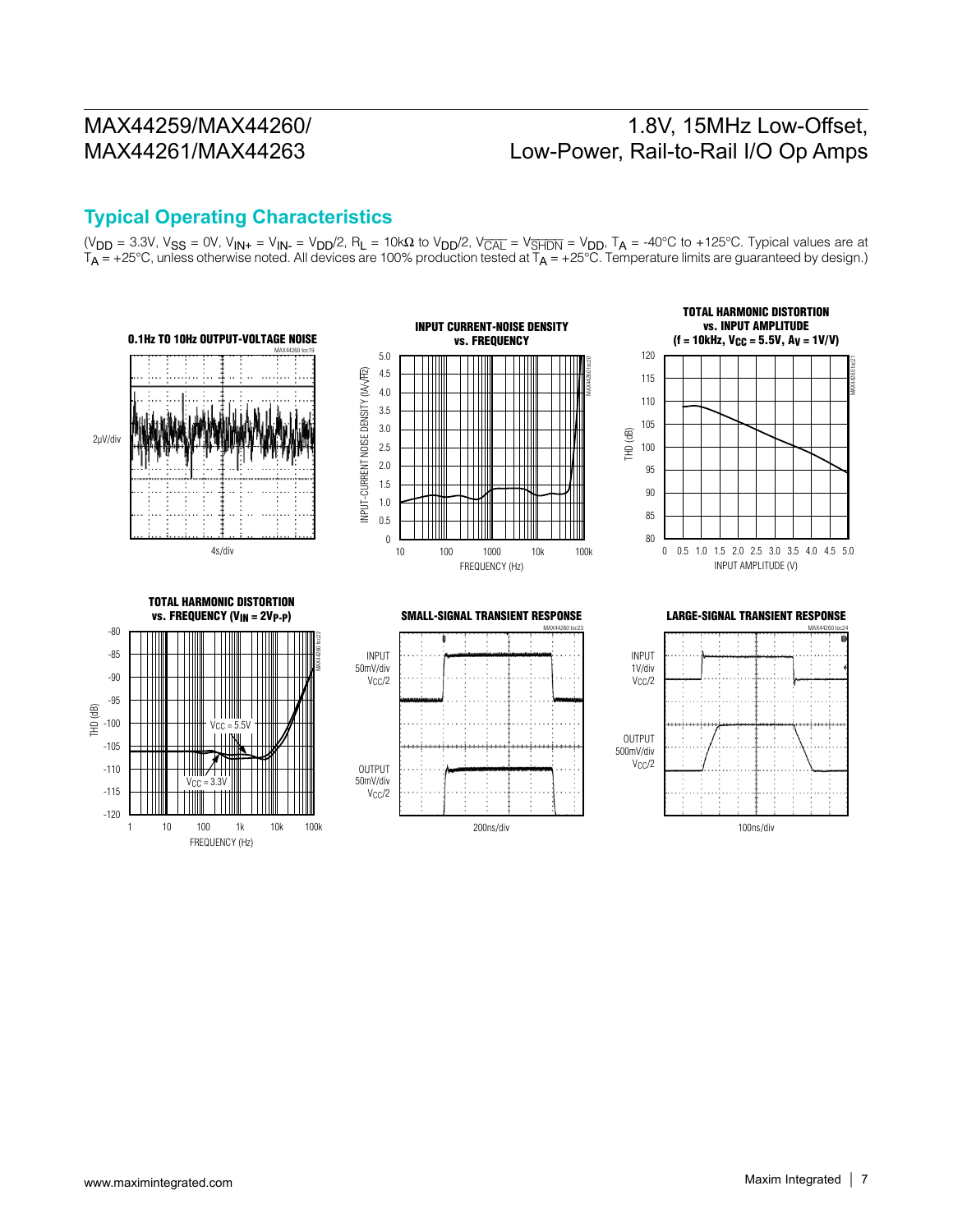## Typical Operating Characteristics

($V_{DD}$ = 3.3V, $V_{SS}$ = 0V, $V_{IN+}$ = $V_{IN-}$ = $V_{DD}$/2, $R_L$ = 10kΩ to $V_{DD}$/2, $V_{\overline{CAL}}$ = $V_{\overline{SHDN}}$ = $V_{DD}$, $T_A$ = -40°C to +125°C. Typical values are at $T_A$ = +25°C, unless otherwise noted. All devices are 100% production tested at $T_A$ = +25°C. Temperature limits are guaranteed by design.)

**0.1Hz TO 10Hz OUTPUT-VOLTAGE NOISE**

MAX44260 toc19

2µV/div

4s/div

**INPUT CURRENT-NOISE DENSITY vs. FREQUENCY**

MAX44260 toc20

INPUT-CURRENT NOISE DENSITY (fA/√Hz): 0, 0.5, 1.0, 1.5, 2.0, 2.5, 3.0, 3.5, 4.0, 4.5, 5.0

FREQUENCY (Hz): 10, 100, 1000, 10k, 100k

**TOTAL HARMONIC DISTORTION vs. INPUT AMPLITUDE (f = 10kHz, $V_{CC}$ = 5.5V, $A_V$ = 1V/V)**

MAX44260 toc21

THD (dB): 80, 85, 90, 95, 100, 105, 110, 115, 120

INPUT AMPLITUDE (V): 0, 0.5, 1.0, 1.5, 2.0, 2.5, 3.0, 3.5, 4.0, 4.5, 5.0

**TOTAL HARMONIC DISTORTION vs. FREQUENCY ($V_{IN}$ = 2$V_{P-P}$)**

MAX44260 toc22

THD (dB): -80, -85, -90, -95, -100, -105, -110, -115, -120

$V_{CC}$ = 5.5V

$V_{CC}$ = 3.3V

FREQUENCY (Hz): 1, 10, 100, 1k, 10k, 100k

**SMALL-SIGNAL TRANSIENT RESPONSE**

MAX44260 toc23

INPUT 50mV/div $V_{CC}$/2

OUTPUT 50mV/div $V_{CC}$/2

200ns/div

**LARGE-SIGNAL TRANSIENT RESPONSE**

MAX44260 toc24

INPUT 1V/div $V_{CC}$/2

OUTPUT 500mV/div $V_{CC}$/2

100ns/div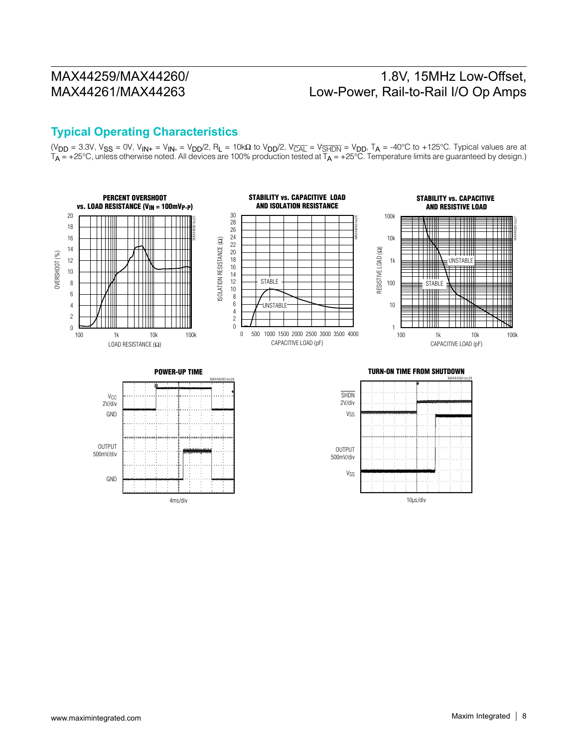## Typical Operating Characteristics

($V_{DD}$ = 3.3V, $V_{SS}$ = 0V, $V_{IN+}$ = $V_{IN-}$ = $V_{DD}/2$, $R_L$ = 10kΩ to $V_{DD}/2$, $V_{\overline{CAL}}$ = $V_{\overline{SHDN}}$ = $V_{DD}$, $T_A$ = -40°C to +125°C. Typical values are at $T_A$ = +25°C, unless otherwise noted. All devices are 100% production tested at $T_A$ = +25°C. Temperature limits are guaranteed by design.)

**PERCENT OVERSHOOT vs. LOAD RESISTANCE ($V_{IN}$ = 100mV$_{P-P}$)**

**STABILITY vs. CAPACITIVE LOAD AND ISOLATION RESISTANCE**

**STABILITY vs. CAPACITIVE AND RESISTIVE LOAD**

**POWER-UP TIME**

**TURN-ON TIME FROM SHUTDOWN**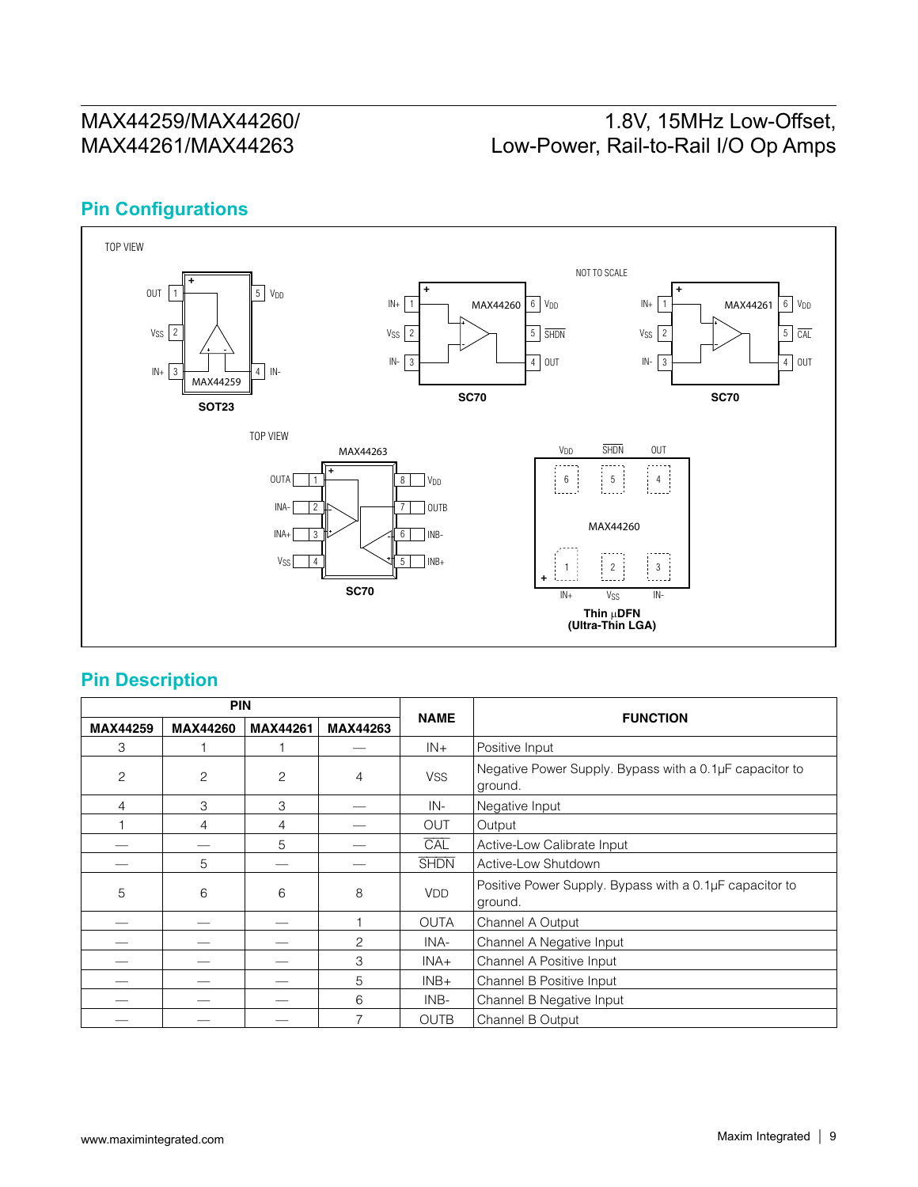## Pin Configurations

TOP VIEW

NOT TO SCALE

MAX44259 — SOT23: OUT 1, VSS 2, IN+ 3, IN- 4, VDD 5

MAX44260 — SC70: IN+ 1, VSS 2, IN- 3, OUT 4, SHDN 5, VDD 6

MAX44261 — SC70: IN+ 1, VSS 2, IN- 3, OUT 4, CAL 5, VDD 6

TOP VIEW

MAX44263 — SC70: OUTA 1, INA- 2, INA+ 3, VSS 4, INB+ 5, INB- 6, OUTB 7, VDD 8

MAX44260 — Thin µDFN (Ultra-Thin LGA): IN+ 1, VSS 2, IN- 3, OUT 4, SHDN 5, VDD 6

## Pin Description

| PIN | | | | NAME | FUNCTION |
|---|---|---|---|---|---|
| MAX44259 | MAX44260 | MAX44261 | MAX44263 | | |
| 3 | 1 | 1 | — | IN+ | Positive Input |
| 2 | 2 | 2 | 4 | VSS | Negative Power Supply. Bypass with a 0.1µF capacitor to ground. |
| 4 | 3 | 3 | — | IN- | Negative Input |
| 1 | 4 | 4 | — | OUT | Output |
| — | — | 5 | — | CAL | Active-Low Calibrate Input |
| — | 5 | — | — | SHDN | Active-Low Shutdown |
| 5 | 6 | 6 | 8 | VDD | Positive Power Supply. Bypass with a 0.1µF capacitor to ground. |
| — | — | — | 1 | OUTA | Channel A Output |
| — | — | — | 2 | INA- | Channel A Negative Input |
| — | — | — | 3 | INA+ | Channel A Positive Input |
| — | — | — | 5 | INB+ | Channel B Positive Input |
| — | — | — | 6 | INB- | Channel B Negative Input |
| — | — | — | 7 | OUTB | Channel B Output |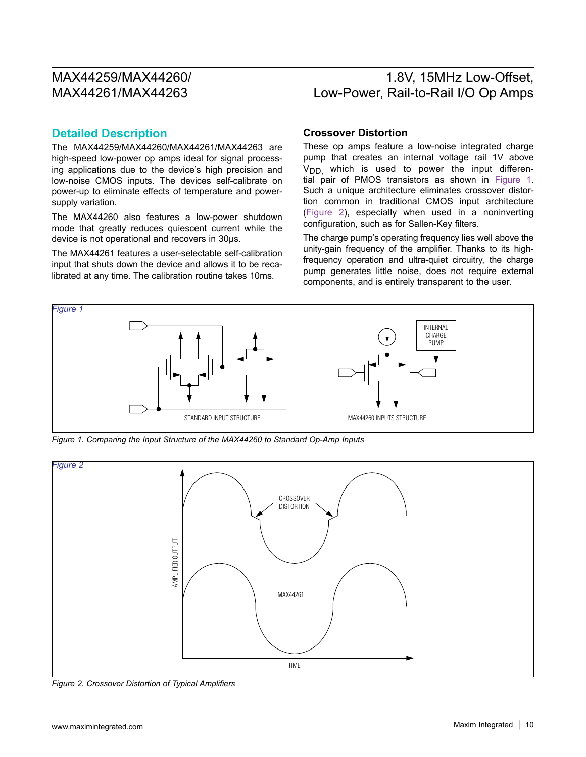## Detailed Description

The MAX44259/MAX44260/MAX44261/MAX44263 are high-speed low-power op amps ideal for signal processing applications due to the device's high precision and low-noise CMOS inputs. The devices self-calibrate on power-up to eliminate effects of temperature and power-supply variation.

The MAX44260 also features a low-power shutdown mode that greatly reduces quiescent current while the device is not operational and recovers in 30µs.

The MAX44261 features a user-selectable self-calibration input that shuts down the device and allows it to be recalibrated at any time. The calibration routine takes 10ms.

### Crossover Distortion

These op amps feature a low-noise integrated charge pump that creates an internal voltage rail 1V above $V_{DD}$, which is used to power the input differential pair of PMOS transistors as shown in Figure 1. Such a unique architecture eliminates crossover distortion common in traditional CMOS input architecture (Figure 2), especially when used in a noninverting configuration, such as for Sallen-Key filters.

The charge pump's operating frequency lies well above the unity-gain frequency of the amplifier. Thanks to its high-frequency operation and ultra-quiet circuitry, the charge pump generates little noise, does not require external components, and is entirely transparent to the user.

*Figure 1. Comparing the Input Structure of the MAX44260 to Standard Op-Amp Inputs*

*Figure 2. Crossover Distortion of Typical Amplifiers*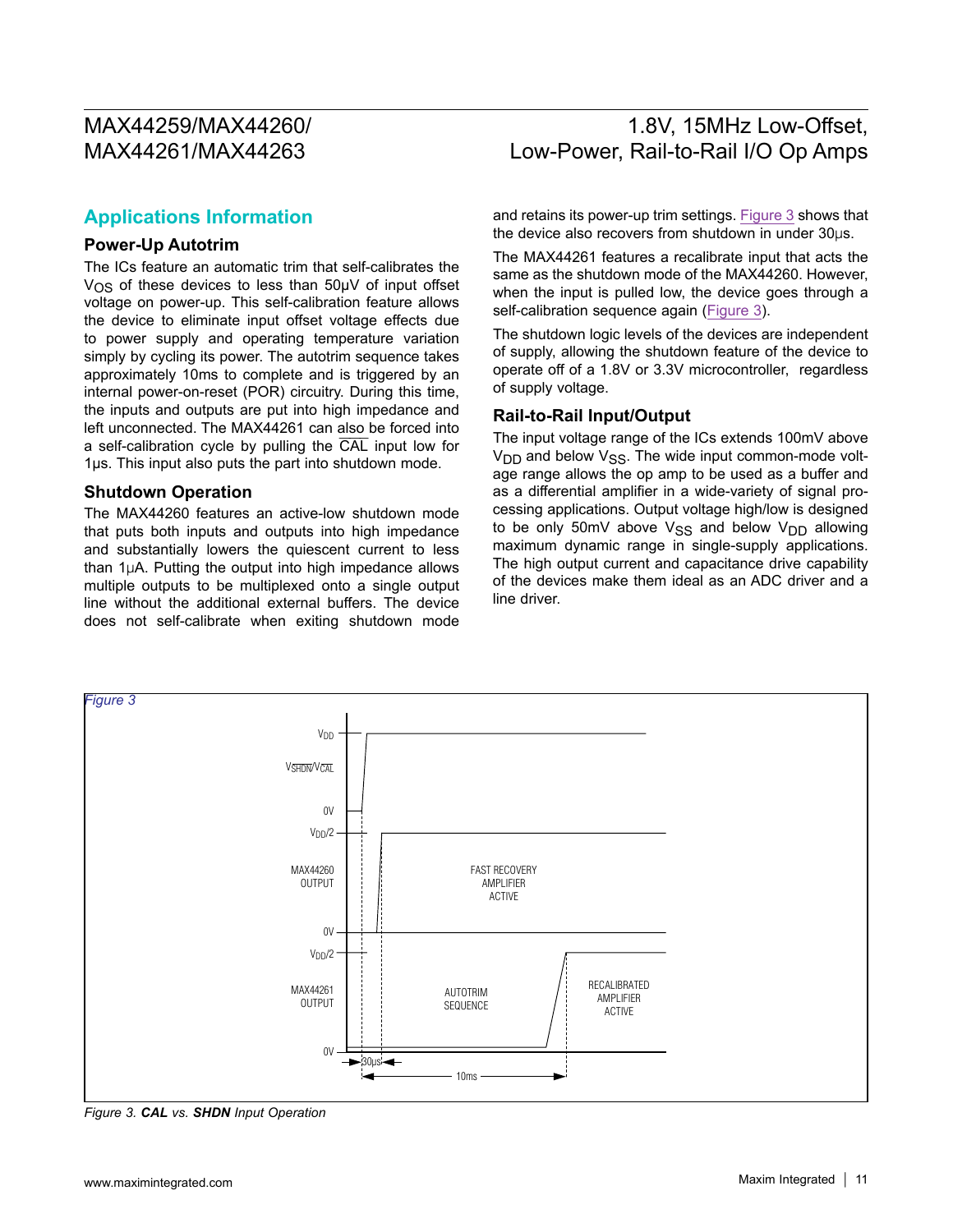## Applications Information

### Power-Up Autotrim

The ICs feature an automatic trim that self-calibrates the $V_{OS}$ of these devices to less than 50μV of input offset voltage on power-up. This self-calibration feature allows the device to eliminate input offset voltage effects due to power supply and operating temperature variation simply by cycling its power. The autotrim sequence takes approximately 10ms to complete and is triggered by an internal power-on-reset (POR) circuitry. During this time, the inputs and outputs are put into high impedance and left unconnected. The MAX44261 can also be forced into a self-calibration cycle by pulling the $\overline{CAL}$ input low for 1μs. This input also puts the part into shutdown mode.

### Shutdown Operation

The MAX44260 features an active-low shutdown mode that puts both inputs and outputs into high impedance and substantially lowers the quiescent current to less than 1μA. Putting the output into high impedance allows multiple outputs to be multiplexed onto a single output line without the additional external buffers. The device does not self-calibrate when exiting shutdown mode and retains its power-up trim settings. Figure 3 shows that the device also recovers from shutdown in under 30μs.

The MAX44261 features a recalibrate input that acts the same as the shutdown mode of the MAX44260. However, when the input is pulled low, the device goes through a self-calibration sequence again (Figure 3).

The shutdown logic levels of the devices are independent of supply, allowing the shutdown feature of the device to operate off of a 1.8V or 3.3V microcontroller, regardless of supply voltage.

### Rail-to-Rail Input/Output

The input voltage range of the ICs extends 100mV above $V_{DD}$ and below $V_{SS}$. The wide input common-mode voltage range allows the op amp to be used as a buffer and as a differential amplifier in a wide-variety of signal processing applications. Output voltage high/low is designed to be only 50mV above $V_{SS}$ and below $V_{DD}$ allowing maximum dynamic range in single-supply applications. The high output current and capacitance drive capability of the devices make them ideal as an ADC driver and a line driver.

Figure 3. **CAL** vs. **SHDN** Input Operation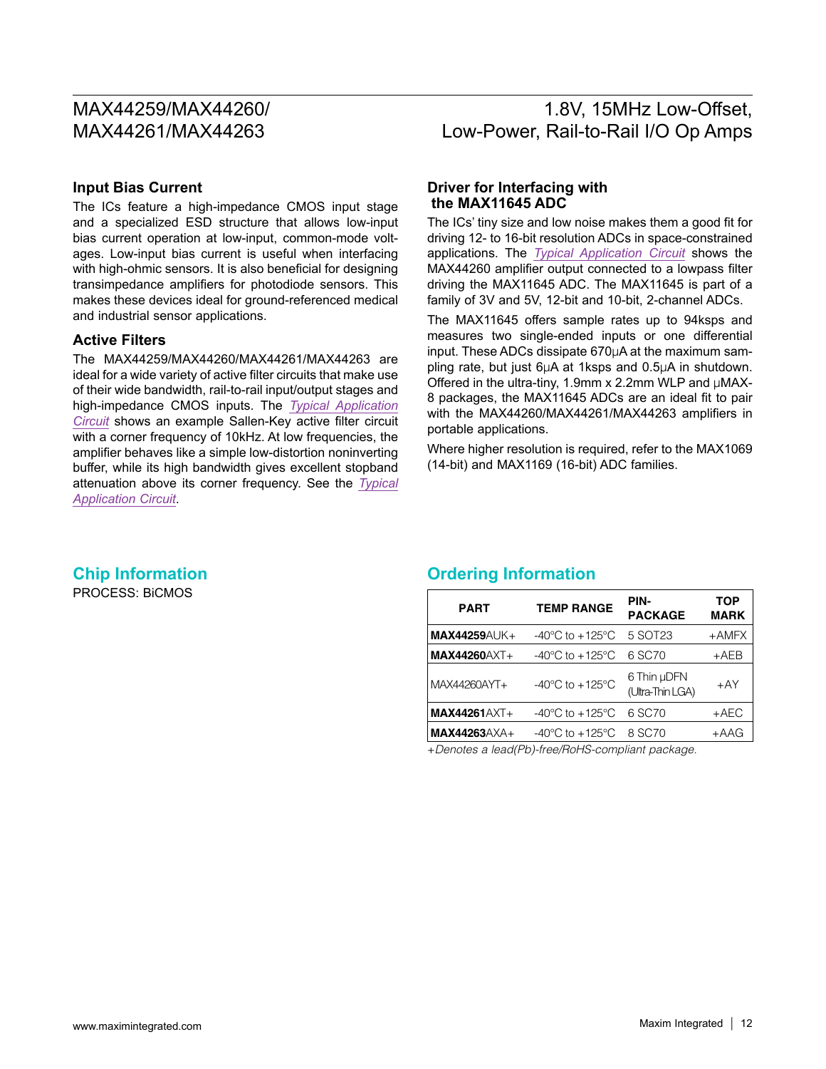### Input Bias Current

The ICs feature a high-impedance CMOS input stage and a specialized ESD structure that allows low-input bias current operation at low-input, common-mode voltages. Low-input bias current is useful when interfacing with high-ohmic sensors. It is also beneficial for designing transimpedance amplifiers for photodiode sensors. This makes these devices ideal for ground-referenced medical and industrial sensor applications.

### Active Filters

The MAX44259/MAX44260/MAX44261/MAX44263 are ideal for a wide variety of active filter circuits that make use of their wide bandwidth, rail-to-rail input/output stages and high-impedance CMOS inputs. The *Typical Application Circuit* shows an example Sallen-Key active filter circuit with a corner frequency of 10kHz. At low frequencies, the amplifier behaves like a simple low-distortion noninverting buffer, while its high bandwidth gives excellent stopband attenuation above its corner frequency. See the *Typical Application Circuit*.

### Driver for Interfacing with the MAX11645 ADC

The ICs' tiny size and low noise makes them a good fit for driving 12- to 16-bit resolution ADCs in space-constrained applications. The *Typical Application Circuit* shows the MAX44260 amplifier output connected to a lowpass filter driving the MAX11645 ADC. The MAX11645 is part of a family of 3V and 5V, 12-bit and 10-bit, 2-channel ADCs.

The MAX11645 offers sample rates up to 94ksps and measures two single-ended inputs or one differential input. These ADCs dissipate 670µA at the maximum sampling rate, but just 6µA at 1ksps and 0.5µA in shutdown. Offered in the ultra-tiny, 1.9mm x 2.2mm WLP and µMAX-8 packages, the MAX11645 ADCs are an ideal fit to pair with the MAX44260/MAX44261/MAX44263 amplifiers in portable applications.

Where higher resolution is required, refer to the MAX1069 (14-bit) and MAX1169 (16-bit) ADC families.

## Chip Information

PROCESS: BiCMOS

## Ordering Information

| PART | TEMP RANGE | PIN-PACKAGE | TOP MARK |
|---|---|---|---|
| **MAX44259**AUK+ | -40°C to +125°C | 5 SOT23 | +AMFX |
| **MAX44260**AXT+ | -40°C to +125°C | 6 SC70 | +AEB |
| MAX44260AYT+ | -40°C to +125°C | 6 Thin µDFN (Ultra-Thin LGA) | +AY |
| **MAX44261**AXT+ | -40°C to +125°C | 6 SC70 | +AEC |
| **MAX44263**AXA+ | -40°C to +125°C | 8 SC70 | +AAG |

*+Denotes a lead(Pb)-free/RoHS-compliant package.*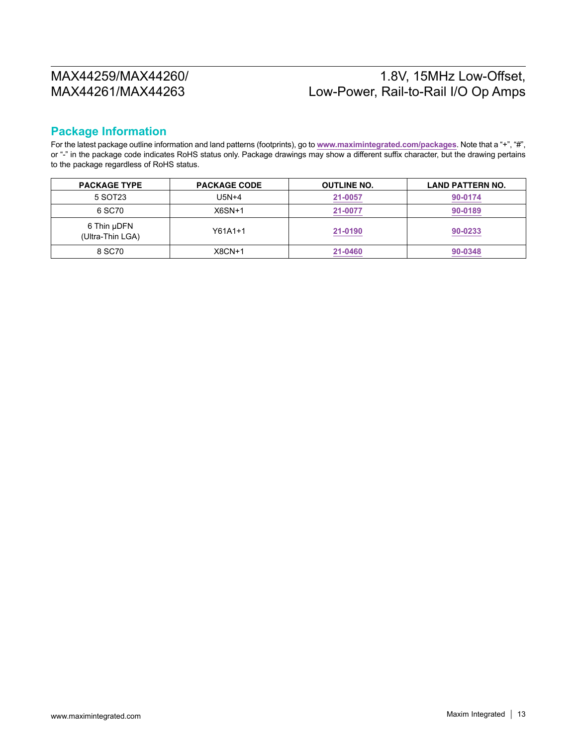## Package Information

For the latest package outline information and land patterns (footprints), go to **www.maximintegrated.com/packages**. Note that a "+", "#", or "-" in the package code indicates RoHS status only. Package drawings may show a different suffix character, but the drawing pertains to the package regardless of RoHS status.

| PACKAGE TYPE | PACKAGE CODE | OUTLINE NO. | LAND PATTERN NO. |
|---|---|---|---|
| 5 SOT23 | U5N+4 | 21-0057 | 90-0174 |
| 6 SC70 | X6SN+1 | 21-0077 | 90-0189 |
| 6 Thin µDFN (Ultra-Thin LGA) | Y61A1+1 | 21-0190 | 90-0233 |
| 8 SC70 | X8CN+1 | 21-0460 | 90-0348 |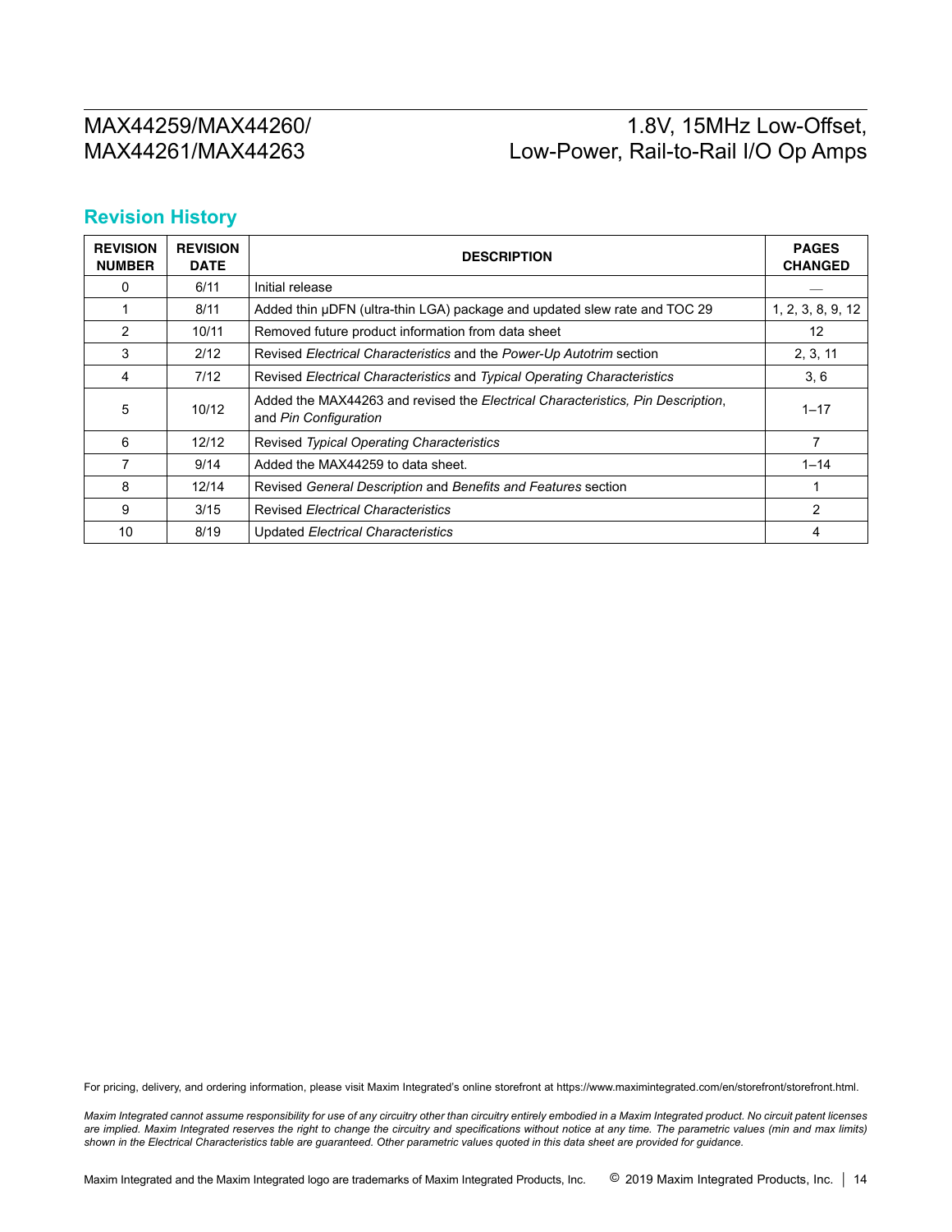## Revision History

| REVISION NUMBER | REVISION DATE | DESCRIPTION | PAGES CHANGED |
|---|---|---|---|
| 0 | 6/11 | Initial release | — |
| 1 | 8/11 | Added thin µDFN (ultra-thin LGA) package and updated slew rate and TOC 29 | 1, 2, 3, 8, 9, 12 |
| 2 | 10/11 | Removed future product information from data sheet | 12 |
| 3 | 2/12 | Revised *Electrical Characteristics* and the *Power-Up Autotrim* section | 2, 3, 11 |
| 4 | 7/12 | Revised *Electrical Characteristics* and *Typical Operating Characteristics* | 3, 6 |
| 5 | 10/12 | Added the MAX44263 and revised the *Electrical Characteristics, Pin Description*, and *Pin Configuration* | 1–17 |
| 6 | 12/12 | Revised *Typical Operating Characteristics* | 7 |
| 7 | 9/14 | Added the MAX44259 to data sheet. | 1–14 |
| 8 | 12/14 | Revised *General Description* and *Benefits and Features* section | 1 |
| 9 | 3/15 | Revised *Electrical Characteristics* | 2 |
| 10 | 8/19 | Updated *Electrical Characteristics* | 4 |

For pricing, delivery, and ordering information, please visit Maxim Integrated's online storefront at https://www.maximintegrated.com/en/storefront/storefront.html.

*Maxim Integrated cannot assume responsibility for use of any circuitry other than circuitry entirely embodied in a Maxim Integrated product. No circuit patent licenses are implied. Maxim Integrated reserves the right to change the circuitry and specifications without notice at any time. The parametric values (min and max limits) shown in the Electrical Characteristics table are guaranteed. Other parametric values quoted in this data sheet are provided for guidance.*

Maxim Integrated and the Maxim Integrated logo are trademarks of Maxim Integrated Products, Inc. © 2019 Maxim Integrated Products, Inc.